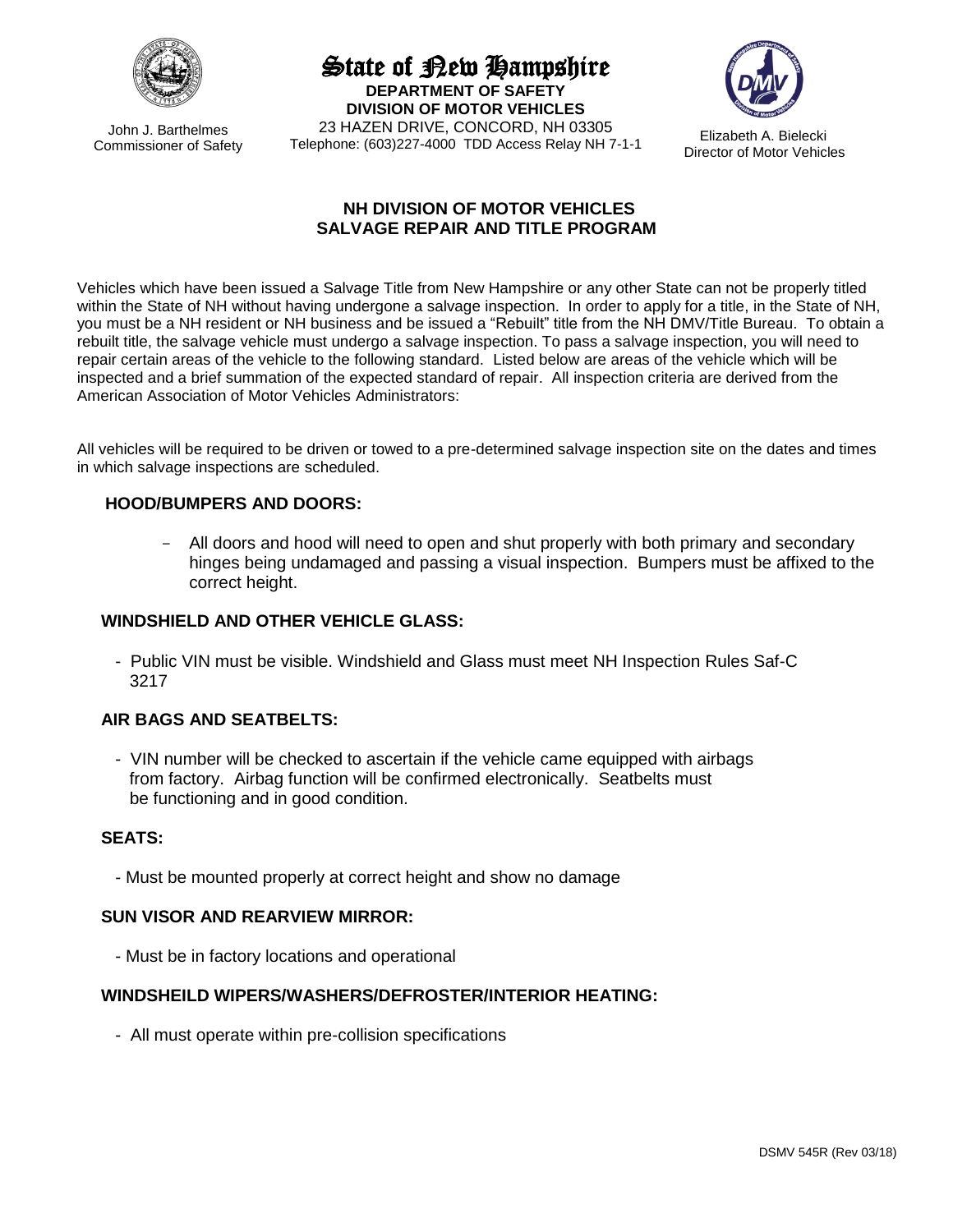State of New Hampshire
**DEPARTMENT OF SAFETY**
**DIVISION OF MOTOR VEHICLES**
23 HAZEN DRIVE, CONCORD, NH 03305
Telephone: (603)227-4000 TDD Access Relay NH 7-1-1

John J. Barthelmes
Commissioner of Safety

Elizabeth A. Bielecki
Director of Motor Vehicles

# NH DIVISION OF MOTOR VEHICLES SALVAGE REPAIR AND TITLE PROGRAM

Vehicles which have been issued a Salvage Title from New Hampshire or any other State can not be properly titled within the State of NH without having undergone a salvage inspection. In order to apply for a title, in the State of NH, you must be a NH resident or NH business and be issued a "Rebuilt" title from the NH DMV/Title Bureau. To obtain a rebuilt title, the salvage vehicle must undergo a salvage inspection. To pass a salvage inspection, you will need to repair certain areas of the vehicle to the following standard. Listed below are areas of the vehicle which will be inspected and a brief summation of the expected standard of repair. All inspection criteria are derived from the American Association of Motor Vehicles Administrators:

All vehicles will be required to be driven or towed to a pre-determined salvage inspection site on the dates and times in which salvage inspections are scheduled.

## HOOD/BUMPERS AND DOORS:

- All doors and hood will need to open and shut properly with both primary and secondary hinges being undamaged and passing a visual inspection. Bumpers must be affixed to the correct height.

## WINDSHIELD AND OTHER VEHICLE GLASS:

- Public VIN must be visible. Windshield and Glass must meet NH Inspection Rules Saf-C 3217

## AIR BAGS AND SEATBELTS:

- VIN number will be checked to ascertain if the vehicle came equipped with airbags from factory. Airbag function will be confirmed electronically. Seatbelts must be functioning and in good condition.

## SEATS:

- Must be mounted properly at correct height and show no damage

## SUN VISOR AND REARVIEW MIRROR:

- Must be in factory locations and operational

## WINDSHEILD WIPERS/WASHERS/DEFROSTER/INTERIOR HEATING:

- All must operate within pre-collision specifications

DSMV 545R (Rev 03/18)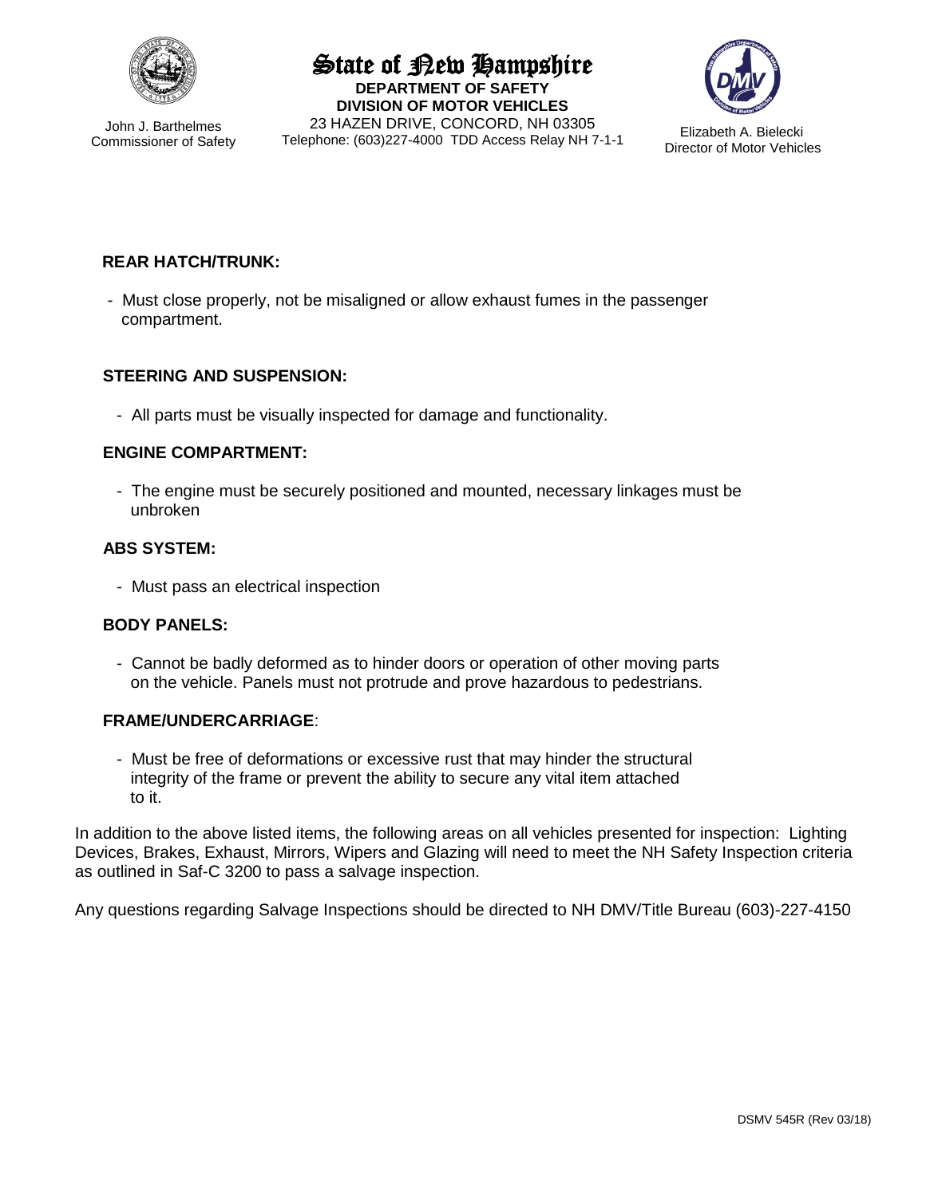State of New Hampshire
**DEPARTMENT OF SAFETY**
**DIVISION OF MOTOR VEHICLES**
23 HAZEN DRIVE, CONCORD, NH 03305
Telephone: (603)227-4000 TDD Access Relay NH 7-1-1

John J. Barthelmes
Commissioner of Safety

Elizabeth A. Bielecki
Director of Motor Vehicles

**REAR HATCH/TRUNK:**

- Must close properly, not be misaligned or allow exhaust fumes in the passenger compartment.

**STEERING AND SUSPENSION:**

- All parts must be visually inspected for damage and functionality.

**ENGINE COMPARTMENT:**

- The engine must be securely positioned and mounted, necessary linkages must be unbroken

**ABS SYSTEM:**

- Must pass an electrical inspection

**BODY PANELS:**

- Cannot be badly deformed as to hinder doors or operation of other moving parts on the vehicle. Panels must not protrude and prove hazardous to pedestrians.

**FRAME/UNDERCARRIAGE**:

- Must be free of deformations or excessive rust that may hinder the structural integrity of the frame or prevent the ability to secure any vital item attached to it.

In addition to the above listed items, the following areas on all vehicles presented for inspection: Lighting Devices, Brakes, Exhaust, Mirrors, Wipers and Glazing will need to meet the NH Safety Inspection criteria as outlined in Saf-C 3200 to pass a salvage inspection.

Any questions regarding Salvage Inspections should be directed to NH DMV/Title Bureau (603)-227-4150

DSMV 545R (Rev 03/18)